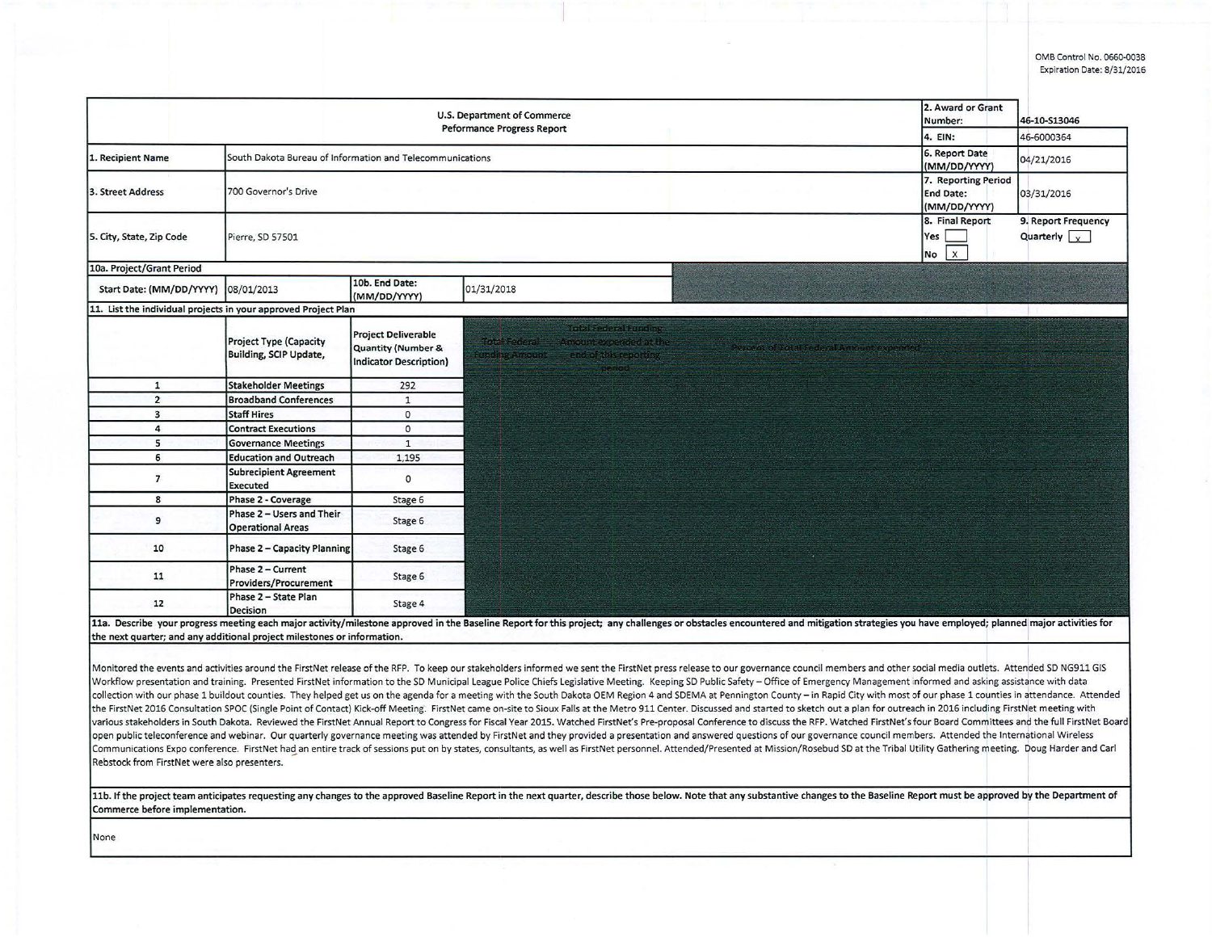OMB Control No. 0660-0038
Expiration Date: 8/31/2016

| U.S. Department of Commerce<br>Peformance Progress Report | | | | 2. Award or Grant Number: | 46-10-S13046 |
|---|---|---|---|---|---|
| | | | | 4. EIN: | 46-6000364 |
| 1. Recipient Name | South Dakota Bureau of Information and Telecommunications | | | 6. Report Date (MM/DD/YYYY) | 04/21/2016 |
| 3. Street Address | 700 Governor's Drive | | | 7. Reporting Period End Date: (MM/DD/YYYY) | 03/31/2016 |
| 5. City, State, Zip Code | Pierre, SD 57501 | | | 8. Final Report<br>Yes [ ]<br>No [X] | 9. Report Frequency<br>Quarterly [X] |
| 10a. Project/Grant Period | | | | | |
| Start Date: (MM/DD/YYYY) | 08/01/2013 | 10b. End Date: (MM/DD/YYYY) | 01/31/2018 | | |

**11. List the individual projects in your approved Project Plan**

| | Project Type (Capacity Building, SCIP Update, | Project Deliverable Quantity (Number & Indicator Description) | Total Federal Funding Amount | Total Federal Funding Amount expended at the end of this reporting period | Percent of Total Federal Amount expended |
|---|---|---|---|---|---|
| 1 | Stakeholder Meetings | 292 | | | |
| 2 | Broadband Conferences | 1 | | | |
| 3 | Staff Hires | 0 | | | |
| 4 | Contract Executions | 0 | | | |
| 5 | Governance Meetings | 1 | | | |
| 6 | Education and Outreach | 1,195 | | | |
| 7 | Subrecipient Agreement Executed | 0 | | | |
| 8 | Phase 2 - Coverage | Stage 6 | | | |
| 9 | Phase 2 – Users and Their Operational Areas | Stage 6 | | | |
| 10 | Phase 2 – Capacity Planning | Stage 6 | | | |
| 11 | Phase 2 – Current Providers/Procurement | Stage 6 | | | |
| 12 | Phase 2 – State Plan Decision | Stage 4 | | | |

**11a. Describe your progress meeting each major activity/milestone approved in the Baseline Report for this project; any challenges or obstacles encountered and mitigation strategies you have employed; planned major activities for the next quarter; and any additional project milestones or information.**

Monitored the events and activities around the FirstNet release of the RFP. To keep our stakeholders informed we sent the FirstNet press release to our governance council members and other social media outlets. Attended SD NG911 GIS Workflow presentation and training. Presented FirstNet information to the SD Municipal League Police Chiefs Legislative Meeting. Keeping SD Public Safety – Office of Emergency Management informed and asking assistance with data collection with our phase 1 buildout counties. They helped get us on the agenda for a meeting with the South Dakota OEM Region 4 and SDEMA at Pennington County – in Rapid City with most of our phase 1 counties in attendance. Attended the FirstNet 2016 Consultation SPOC (Single Point of Contact) Kick-off Meeting. FirstNet came on-site to Sioux Falls at the Metro 911 Center. Discussed and started to sketch out a plan for outreach in 2016 including FirstNet meeting with various stakeholders in South Dakota. Reviewed the FirstNet Annual Report to Congress for Fiscal Year 2015. Watched FirstNet's Pre-proposal Conference to discuss the RFP. Watched FirstNet's four Board Committees and the full FirstNet Board open public teleconference and webinar. Our quarterly governance meeting was attended by FirstNet and they provided a presentation and answered questions of our governance council members. Attended the International Wireless Communications Expo conference. FirstNet had an entire track of sessions put on by states, consultants, as well as FirstNet personnel. Attended/Presented at Mission/Rosebud SD at the Tribal Utility Gathering meeting. Doug Harder and Carl Rebstock from FirstNet were also presenters.

**11b. If the project team anticipates requesting any changes to the approved Baseline Report in the next quarter, describe those below. Note that any substantive changes to the Baseline Report must be approved by the Department of Commerce before implementation.**

None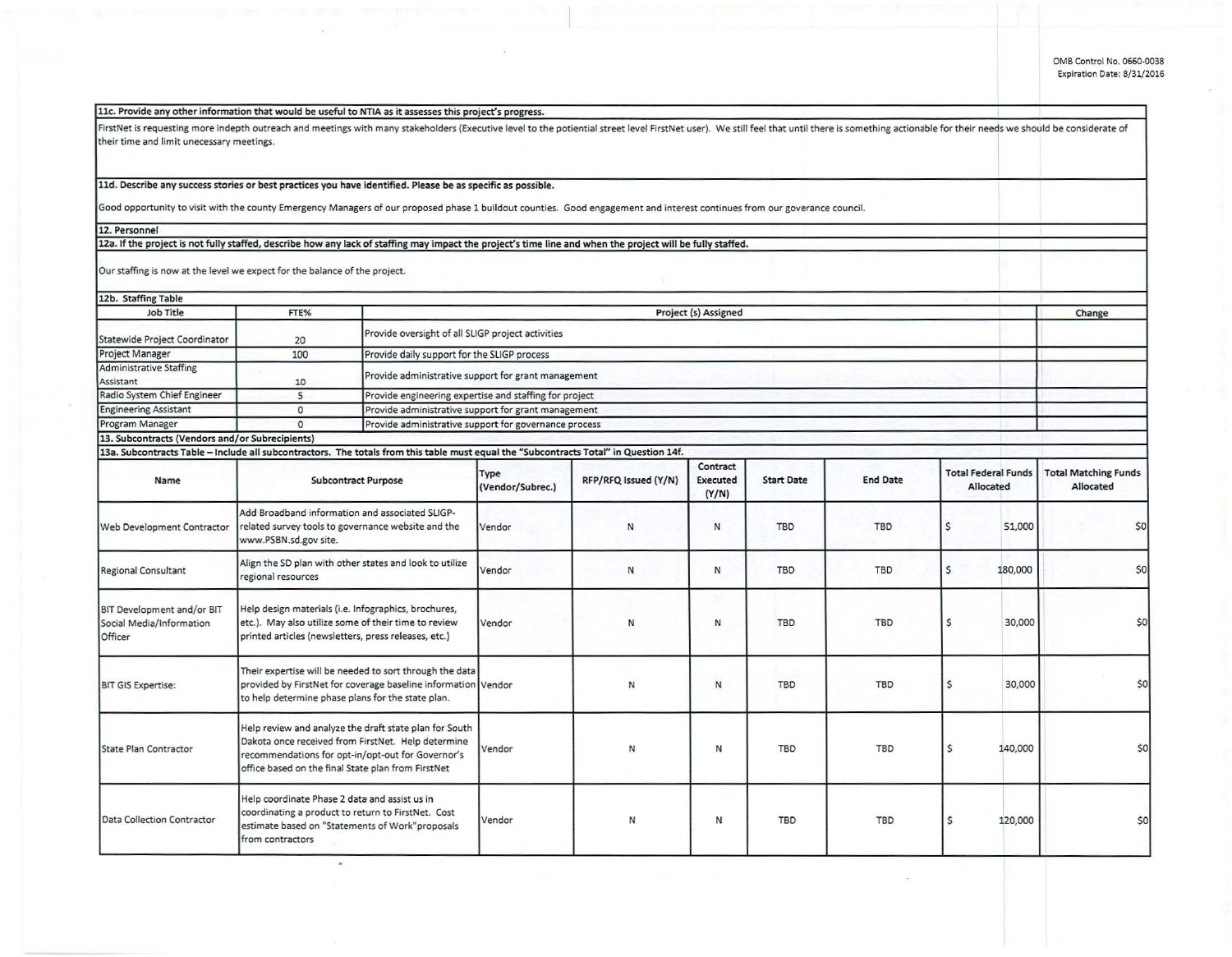OMB Control No. 0660-0038
Expiration Date: 8/31/2016

**11c. Provide any other information that would be useful to NTIA as it assesses this project's progress.**

FirstNet is requesting more indepth outreach and meetings with many stakeholders (Executive level to the potiential street level FirstNet user). We still feel that until there is something actionable for their needs we should be considerate of their time and limit unecessary meetings.

**11d. Describe any success stories or best practices you have identified. Please be as specific as possible.**

Good opportunity to visit with the county Emergency Managers of our proposed phase 1 buildout counties. Good engagement and interest continues from our goverance council.

**12. Personnel**

**12a. If the project is not fully staffed, describe how any lack of staffing may impact the project's time line and when the project will be fully staffed.**

Our staffing is now at the level we expect for the balance of the project.

**12b. Staffing Table**

| Job Title | FTE% | Project (s) Assigned | Change |
|---|---|---|---|
| Statewide Project Coordinator | 20 | Provide oversight of all SLIGP project activities | |
| Project Manager | 100 | Provide daily support for the SLIGP process | |
| Administrative Staffing Assistant | 10 | Provide administrative support for grant management | |
| Radio System Chief Engineer | 5 | Provide engineering expertise and staffing for project | |
| Engineering Assistant | 0 | Provide administrative support for grant management | |
| Program Manager | 0 | Provide administrative support for governance process | |

**13. Subcontracts (Vendors and/or Subrecipients)**

**13a. Subcontracts Table – Include all subcontractors. The totals from this table must equal the "Subcontracts Total" in Question 14f.**

| Name | Subcontract Purpose | Type (Vendor/Subrec.) | RFP/RFQ Issued (Y/N) | Contract Executed (Y/N) | Start Date | End Date | Total Federal Funds Allocated | Total Matching Funds Allocated |
|---|---|---|---|---|---|---|---|---|
| Web Development Contractor | Add Broadband information and associated SLIGP-related survey tools to governance website and the www.PSBN.sd.gov site. | Vendor | N | N | TBD | TBD | $ 51,000 | $0 |
| Regional Consultant | Align the SD plan with other states and look to utilize regional resources | Vendor | N | N | TBD | TBD | $ 180,000 | $0 |
| BIT Development and/or BIT Social Media/Information Officer | Help design materials (i.e. Infographics, brochures, etc.). May also utilize some of their time to review printed articles (newsletters, press releases, etc.) | Vendor | N | N | TBD | TBD | $ 30,000 | $0 |
| BIT GIS Expertise: | Their expertise will be needed to sort through the data provided by FirstNet for coverage baseline information to help determine phase plans for the state plan. | Vendor | N | N | TBD | TBD | $ 30,000 | $0 |
| State Plan Contractor | Help review and analyze the draft state plan for South Dakota once received from FirstNet. Help determine recommendations for opt-in/opt-out for Governor's office based on the final State plan from FirstNet | Vendor | N | N | TBD | TBD | $ 140,000 | $0 |
| Data Collection Contractor | Help coordinate Phase 2 data and assist us in coordinating a product to return to FirstNet. Cost estimate based on "Statements of Work"proposals from contractors | Vendor | N | N | TBD | TBD | $ 120,000 | $0 |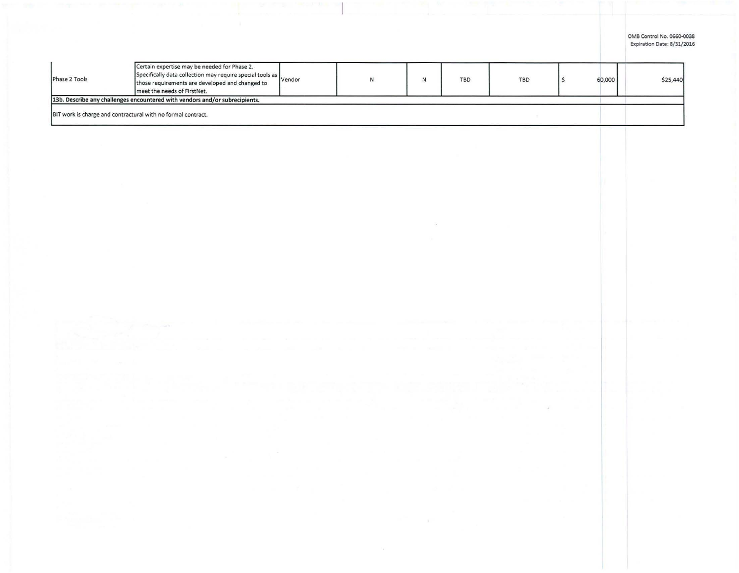| | | | | | | | | |
|---|---|---|---|---|---|---|---|---|
| Phase 2 Tools | Certain expertise may be needed for Phase 2. Specifically data collection may require special tools as those requirements are developed and changed to meet the needs of FirstNet. | Vendor | N | N | TBD | TBD | $ 60,000 | $25,440 |

**13b. Describe any challenges encountered with vendors and/or subrecipients.**

BIT work is charge and contractural with no formal contract.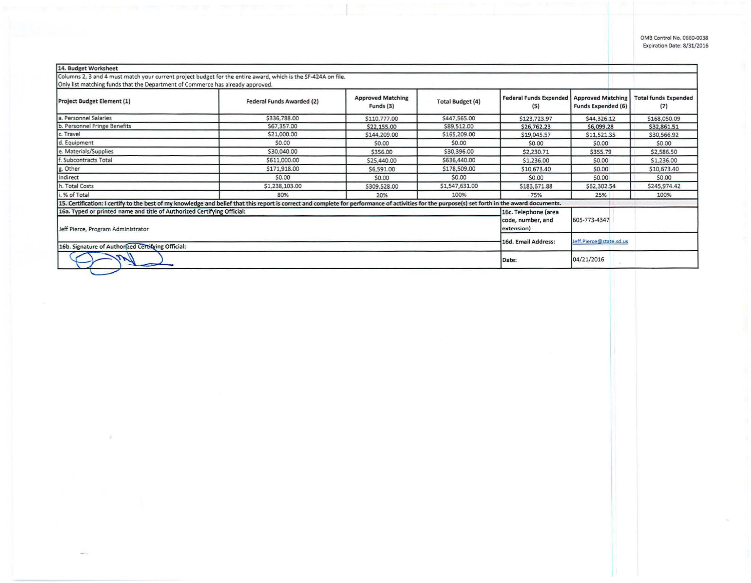OMB Control No. 0660-0038
Expiration Date: 8/31/2016

**14. Budget Worksheet**

Columns 2, 3 and 4 must match your current project budget for the entire award, which is the SF-424A on file.
Only list matching funds that the Department of Commerce has already approved.

| Project Budget Element (1) | Federal Funds Awarded (2) | Approved Matching Funds (3) | Total Budget (4) | Federal Funds Expended (5) | Approved Matching Funds Expended (6) | Total funds Expended (7) |
|---|---|---|---|---|---|---|
| a. Personnel Salaries | $336,788.00 | $110,777.00 | $447,565.00 | $123,723.97 | $44,326.12 | $168,050.09 |
| b. Personnel Fringe Benefits | $67,357.00 | $22,155.00 | $89,512.00 | $26,762.23 | $6,099.28 | $32,861.51 |
| c. Travel | $21,000.00 | $144,209.00 | $165,209.00 | $19,045.57 | $11,521.35 | $30,566.92 |
| d. Equipment | $0.00 | $0.00 | $0.00 | $0.00 | $0.00 | $0.00 |
| e. Materials/Supplies | $30,040.00 | $356.00 | $30,396.00 | $2,230.71 | $355.79 | $2,586.50 |
| f. Subcontracts Total | $611,000.00 | $25,440.00 | $636,440.00 | $1,236.00 | $0.00 | $1,236.00 |
| g. Other | $171,918.00 | $6,591.00 | $178,509.00 | $10,673.40 | $0.00 | $10,673.40 |
| Indirect | $0.00 | $0.00 | $0.00 | $0.00 | $0.00 | $0.00 |
| h. Total Costs | $1,238,103.00 | $309,528.00 | $1,547,631.00 | $183,671.88 | $62,302.54 | $245,974.42 |
| i. % of Total | 80% | 20% | 100% | 75% | 25% | 100% |

**15. Certification: I certify to the best of my knowledge and belief that this report is correct and complete for performance of activities for the purpose(s) set forth in the award documents.**

| | | |
|---|---|---|
| **16a. Typed or printed name and title of Authorized Certifying Official:** Jeff Pierce, Program Administrator | **16c. Telephone (area code, number, and extension)** | 605-773-4347 |
| | **16d. Email Address:** | Jeff.Pierce@state.sd.us |
| **16b. Signature of Authorized Certifying Official:** | **Date:** | 04/21/2016 |